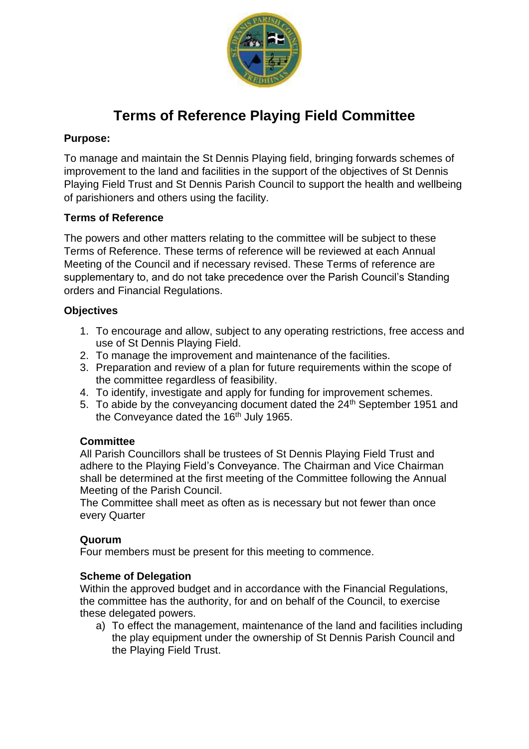# Terms of Reference Playing Field Committee

**Purpose:**

To manage and maintain the St Dennis Playing field, bringing forwards schemes of improvement to the land and facilities in the support of the objectives of St Dennis Playing Field Trust and St Dennis Parish Council to support the health and wellbeing of parishioners and others using the facility.

**Terms of Reference**

The powers and other matters relating to the committee will be subject to these Terms of Reference. These terms of reference will be reviewed at each Annual Meeting of the Council and if necessary revised. These Terms of reference are supplementary to, and do not take precedence over the Parish Council's Standing orders and Financial Regulations.

**Objectives**

1. To encourage and allow, subject to any operating restrictions, free access and use of St Dennis Playing Field.
2. To manage the improvement and maintenance of the facilities.
3. Preparation and review of a plan for future requirements within the scope of the committee regardless of feasibility.
4. To identify, investigate and apply for funding for improvement schemes.
5. To abide by the conveyancing document dated the 24th September 1951 and the Conveyance dated the 16th July 1965.

**Committee**

All Parish Councillors shall be trustees of St Dennis Playing Field Trust and adhere to the Playing Field's Conveyance. The Chairman and Vice Chairman shall be determined at the first meeting of the Committee following the Annual Meeting of the Parish Council.

The Committee shall meet as often as is necessary but not fewer than once every Quarter

**Quorum**

Four members must be present for this meeting to commence.

**Scheme of Delegation**

Within the approved budget and in accordance with the Financial Regulations, the committee has the authority, for and on behalf of the Council, to exercise these delegated powers.

a) To effect the management, maintenance of the land and facilities including the play equipment under the ownership of St Dennis Parish Council and the Playing Field Trust.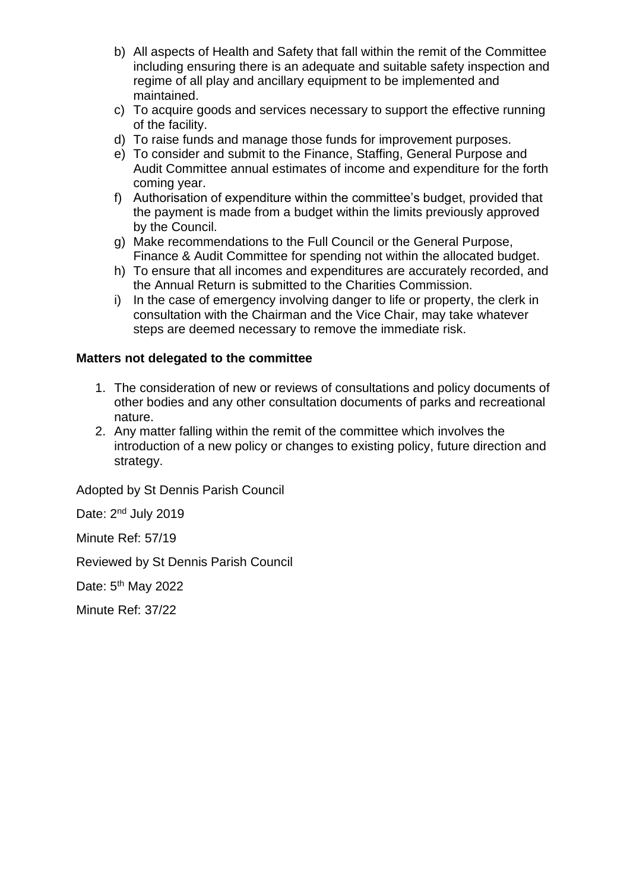b) All aspects of Health and Safety that fall within the remit of the Committee including ensuring there is an adequate and suitable safety inspection and regime of all play and ancillary equipment to be implemented and maintained.
c) To acquire goods and services necessary to support the effective running of the facility.
d) To raise funds and manage those funds for improvement purposes.
e) To consider and submit to the Finance, Staffing, General Purpose and Audit Committee annual estimates of income and expenditure for the forth coming year.
f) Authorisation of expenditure within the committee's budget, provided that the payment is made from a budget within the limits previously approved by the Council.
g) Make recommendations to the Full Council or the General Purpose, Finance & Audit Committee for spending not within the allocated budget.
h) To ensure that all incomes and expenditures are accurately recorded, and the Annual Return is submitted to the Charities Commission.
i) In the case of emergency involving danger to life or property, the clerk in consultation with the Chairman and the Vice Chair, may take whatever steps are deemed necessary to remove the immediate risk.

**Matters not delegated to the committee**

1. The consideration of new or reviews of consultations and policy documents of other bodies and any other consultation documents of parks and recreational nature.
2. Any matter falling within the remit of the committee which involves the introduction of a new policy or changes to existing policy, future direction and strategy.

Adopted by St Dennis Parish Council

Date: 2nd July 2019

Minute Ref: 57/19

Reviewed by St Dennis Parish Council

Date: 5th May 2022

Minute Ref: 37/22